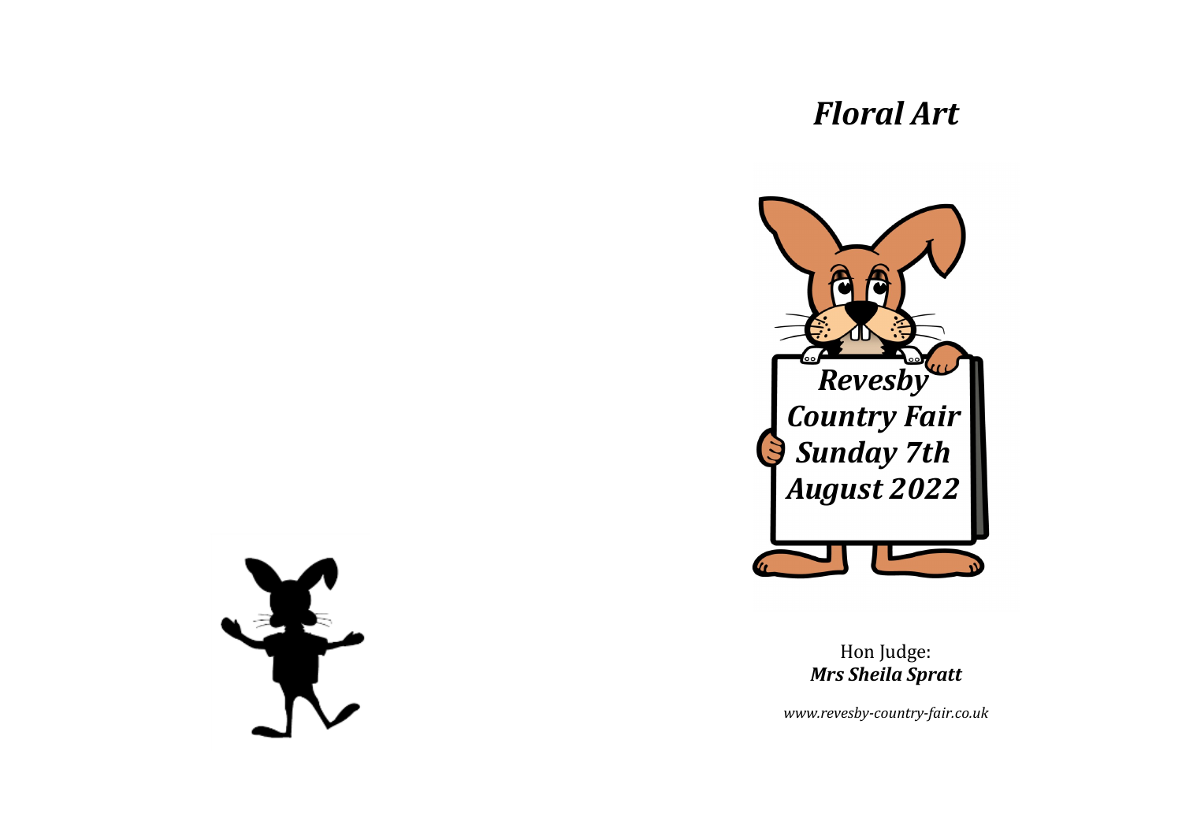# *Floral Art*

***Revesby Country Fair Sunday 7th August 2022***

Hon Judge:
***Mrs Sheila Spratt***

*www.revesby-country-fair.co.uk*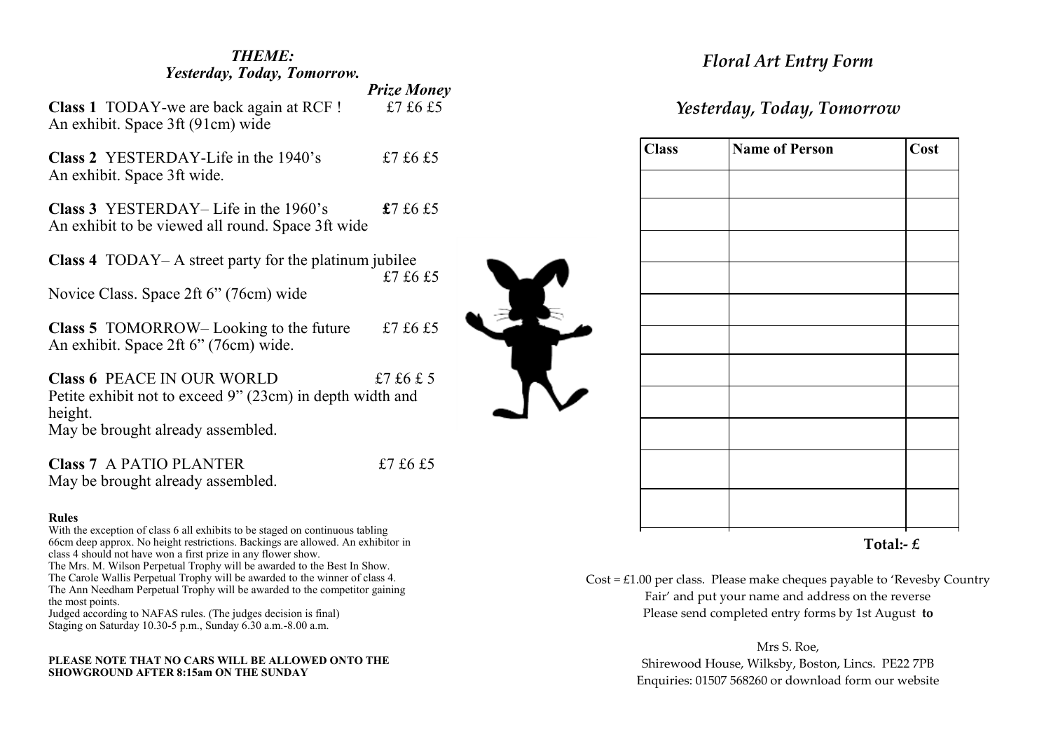***THEME:***
***Yesterday, Today, Tomorrow.***

***Prize Money***

**Class 1** TODAY-we are back again at RCF ! £7 £6 £5
An exhibit. Space 3ft (91cm) wide

**Class 2** YESTERDAY-Life in the 1940's £7 £6 £5
An exhibit. Space 3ft wide.

**Class 3** YESTERDAY– Life in the 1960's £7 £6 £5
An exhibit to be viewed all round. Space 3ft wide

**Class 4** TODAY– A street party for the platinum jubilee £7 £6 £5
Novice Class. Space 2ft 6" (76cm) wide

**Class 5** TOMORROW– Looking to the future £7 £6 £5
An exhibit. Space 2ft 6" (76cm) wide.

**Class 6** PEACE IN OUR WORLD £7 £6 £ 5
Petite exhibit not to exceed 9" (23cm) in depth width and height.
May be brought already assembled.

**Class 7** A PATIO PLANTER £7 £6 £5
May be brought already assembled.

**Rules**

With the exception of class 6 all exhibits to be staged on continuous tabling 66cm deep approx. No height restrictions. Backings are allowed. An exhibitor in class 4 should not have won a first prize in any flower show.
The Mrs. M. Wilson Perpetual Trophy will be awarded to the Best In Show.
The Carole Wallis Perpetual Trophy will be awarded to the winner of class 4.
The Ann Needham Perpetual Trophy will be awarded to the competitor gaining the most points.
Judged according to NAFAS rules. (The judges decision is final)
Staging on Saturday 10.30-5 p.m., Sunday 6.30 a.m.-8.00 a.m.

**PLEASE NOTE THAT NO CARS WILL BE ALLOWED ONTO THE SHOWGROUND AFTER 8:15am ON THE SUNDAY**

## *Floral Art Entry Form*

## *Yesterday, Today, Tomorrow*

| Class | Name of Person | Cost |
|---|---|---|
| | | |
| | | |
| | | |
| | | |
| | | |
| | | |
| | | |
| | | |
| | | |
| | | |
| | | |

**Total:- £**

Cost = £1.00 per class. Please make cheques payable to 'Revesby Country Fair' and put your name and address on the reverse
Please send completed entry forms by 1st August **to**

Mrs S. Roe,
Shirewood House, Wilksby, Boston, Lincs. PE22 7PB
Enquiries: 01507 568260 or download form our website